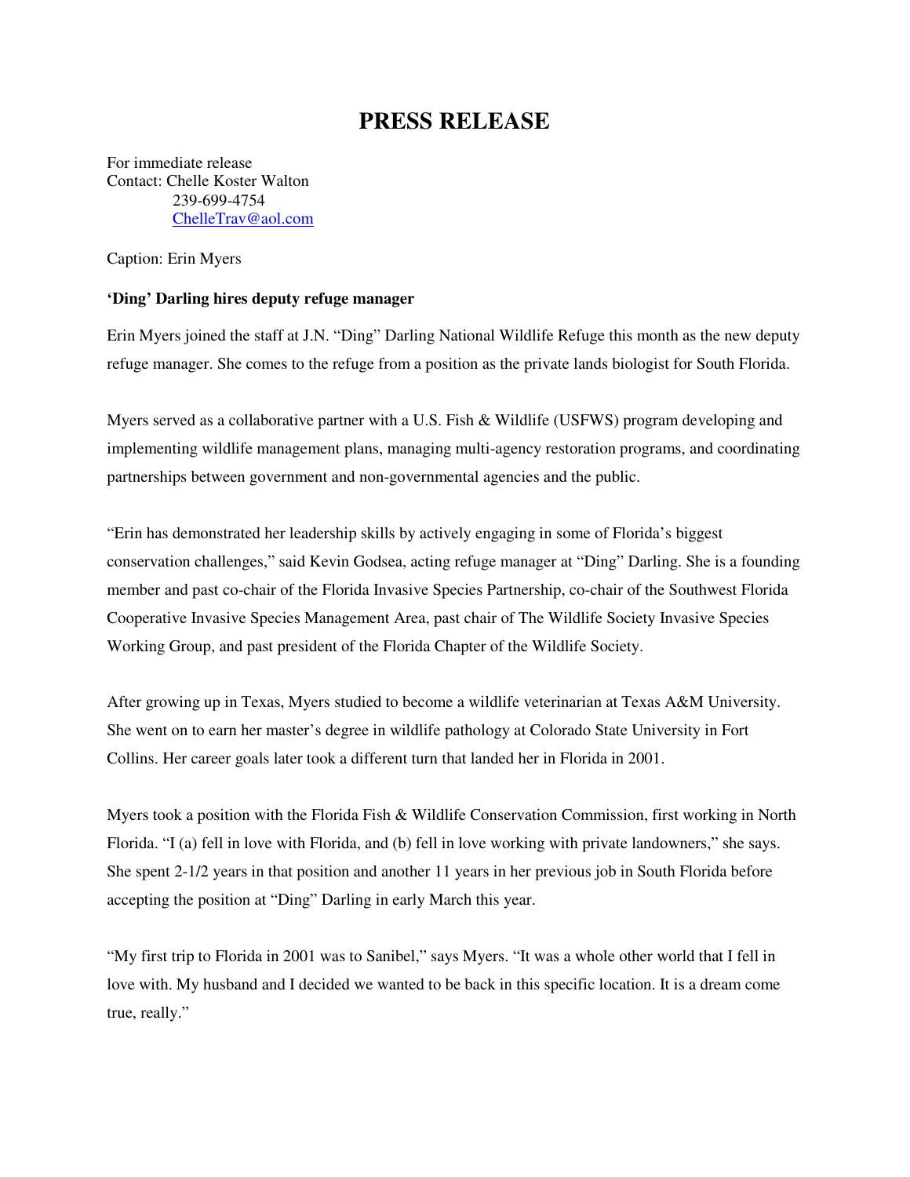# PRESS RELEASE

For immediate release
Contact: Chelle Koster Walton
239-699-4754
ChelleTrav@aol.com

Caption: Erin Myers

**'Ding' Darling hires deputy refuge manager**

Erin Myers joined the staff at J.N. "Ding" Darling National Wildlife Refuge this month as the new deputy refuge manager. She comes to the refuge from a position as the private lands biologist for South Florida.

Myers served as a collaborative partner with a U.S. Fish & Wildlife (USFWS) program developing and implementing wildlife management plans, managing multi-agency restoration programs, and coordinating partnerships between government and non-governmental agencies and the public.

"Erin has demonstrated her leadership skills by actively engaging in some of Florida's biggest conservation challenges," said Kevin Godsea, acting refuge manager at "Ding" Darling. She is a founding member and past co-chair of the Florida Invasive Species Partnership, co-chair of the Southwest Florida Cooperative Invasive Species Management Area, past chair of The Wildlife Society Invasive Species Working Group, and past president of the Florida Chapter of the Wildlife Society.

After growing up in Texas, Myers studied to become a wildlife veterinarian at Texas A&M University. She went on to earn her master's degree in wildlife pathology at Colorado State University in Fort Collins. Her career goals later took a different turn that landed her in Florida in 2001.

Myers took a position with the Florida Fish & Wildlife Conservation Commission, first working in North Florida. "I (a) fell in love with Florida, and (b) fell in love working with private landowners," she says. She spent 2-1/2 years in that position and another 11 years in her previous job in South Florida before accepting the position at "Ding" Darling in early March this year.

"My first trip to Florida in 2001 was to Sanibel," says Myers. "It was a whole other world that I fell in love with. My husband and I decided we wanted to be back in this specific location. It is a dream come true, really."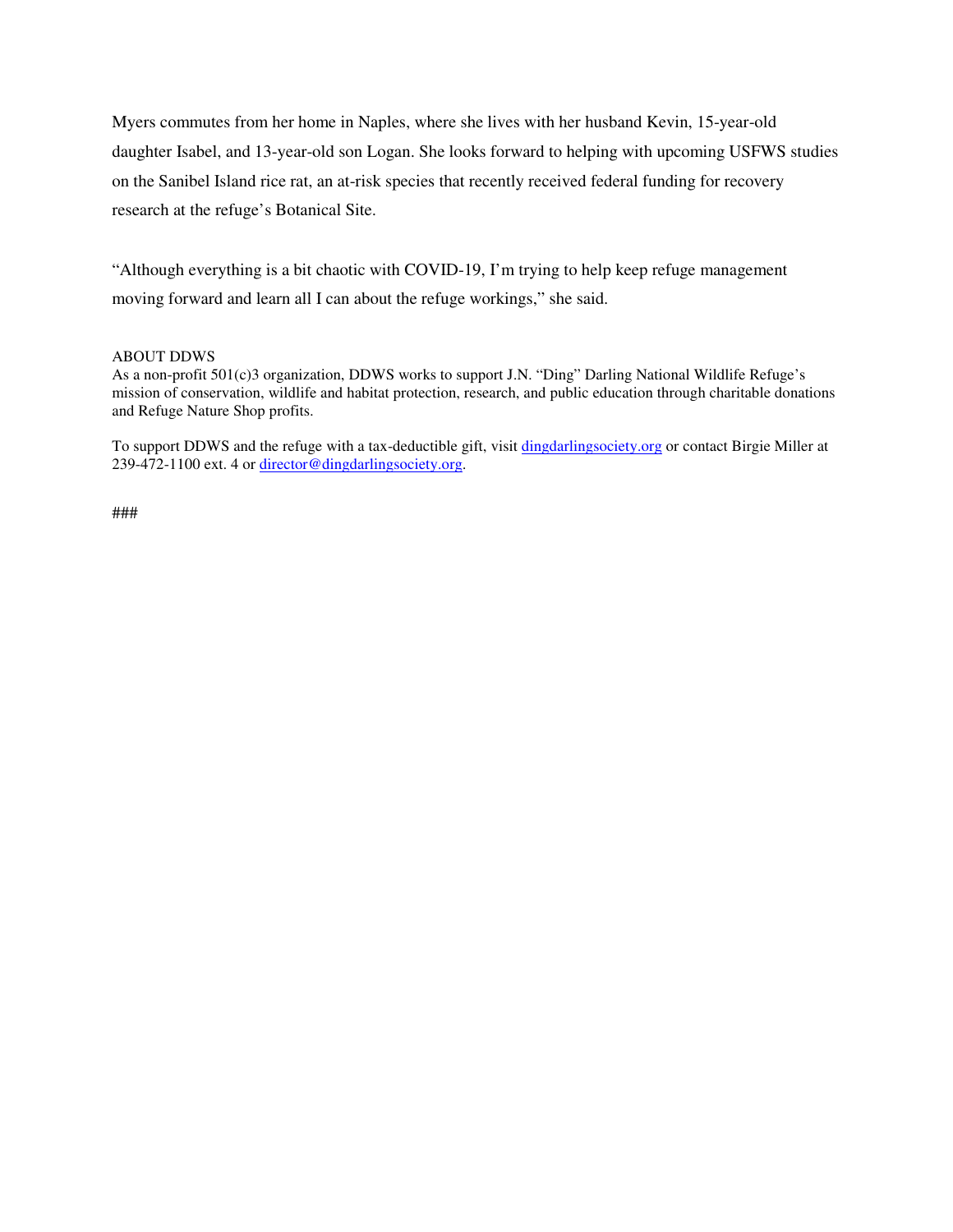Myers commutes from her home in Naples, where she lives with her husband Kevin, 15-year-old daughter Isabel, and 13-year-old son Logan. She looks forward to helping with upcoming USFWS studies on the Sanibel Island rice rat, an at-risk species that recently received federal funding for recovery research at the refuge's Botanical Site.

"Although everything is a bit chaotic with COVID-19, I'm trying to help keep refuge management moving forward and learn all I can about the refuge workings," she said.

ABOUT DDWS

As a non-profit 501(c)3 organization, DDWS works to support J.N. "Ding" Darling National Wildlife Refuge's mission of conservation, wildlife and habitat protection, research, and public education through charitable donations and Refuge Nature Shop profits.

To support DDWS and the refuge with a tax-deductible gift, visit [dingdarlingsociety.org](http://dingdarlingsociety.org) or contact Birgie Miller at 239-472-1100 ext. 4 or [director@dingdarlingsociety.org](mailto:director@dingdarlingsociety.org).

###